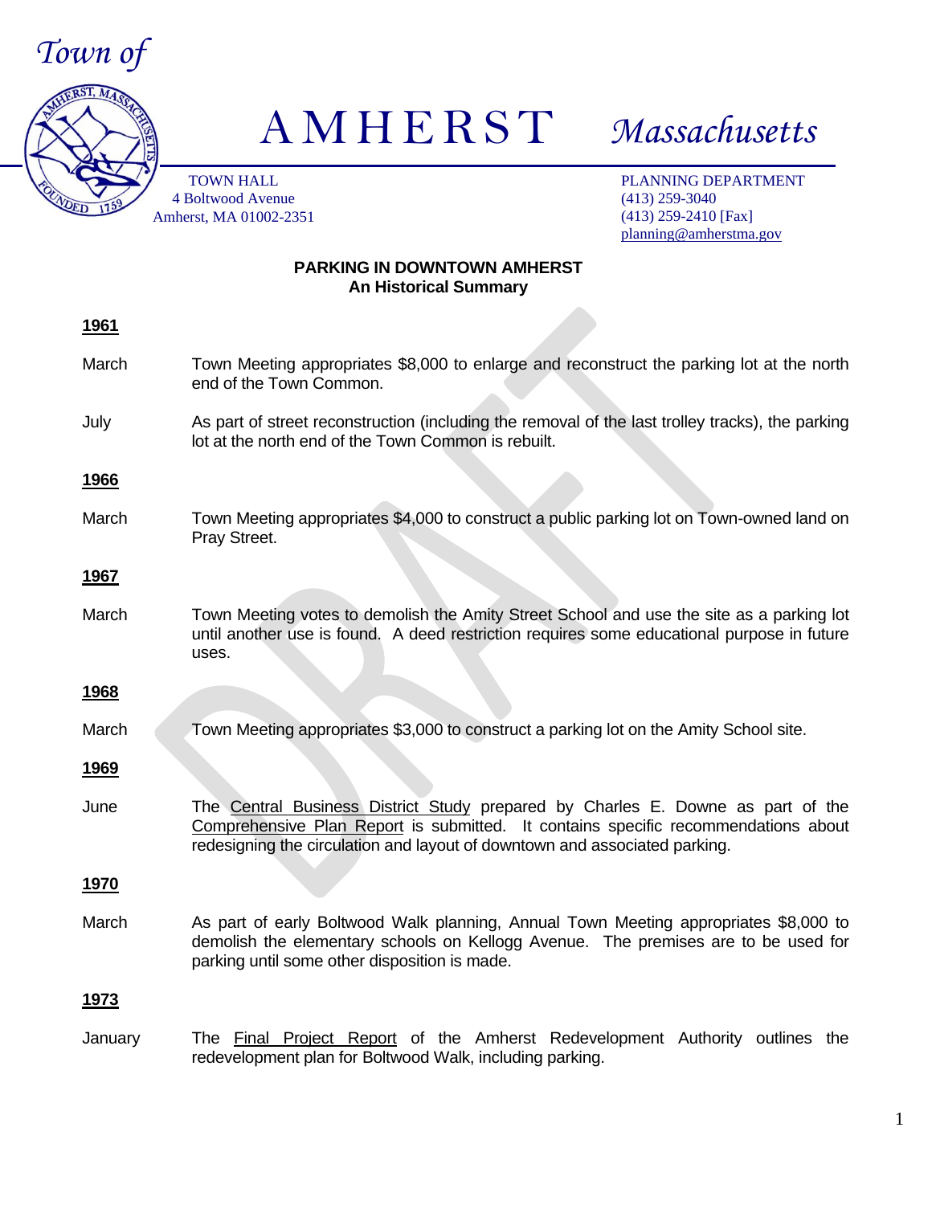*Town of*

# AMHERST *Massachusetts*

TOWN HALL
4 Boltwood Avenue
Amherst, MA 01002-2351

PLANNING DEPARTMENT
(413) 259-3040
(413) 259-2410 [Fax]
planning@amherstma.gov

**PARKING IN DOWNTOWN AMHERST**
**An Historical Summary**

**1961**

March — Town Meeting appropriates $8,000 to enlarge and reconstruct the parking lot at the north end of the Town Common.

July — As part of street reconstruction (including the removal of the last trolley tracks), the parking lot at the north end of the Town Common is rebuilt.

**1966**

March — Town Meeting appropriates $4,000 to construct a public parking lot on Town-owned land on Pray Street.

**1967**

March — Town Meeting votes to demolish the Amity Street School and use the site as a parking lot until another use is found. A deed restriction requires some educational purpose in future uses.

**1968**

March — Town Meeting appropriates $3,000 to construct a parking lot on the Amity School site.

**1969**

June — The Central Business District Study prepared by Charles E. Downe as part of the Comprehensive Plan Report is submitted. It contains specific recommendations about redesigning the circulation and layout of downtown and associated parking.

**1970**

March — As part of early Boltwood Walk planning, Annual Town Meeting appropriates $8,000 to demolish the elementary schools on Kellogg Avenue. The premises are to be used for parking until some other disposition is made.

**1973**

January — The Final Project Report of the Amherst Redevelopment Authority outlines the redevelopment plan for Boltwood Walk, including parking.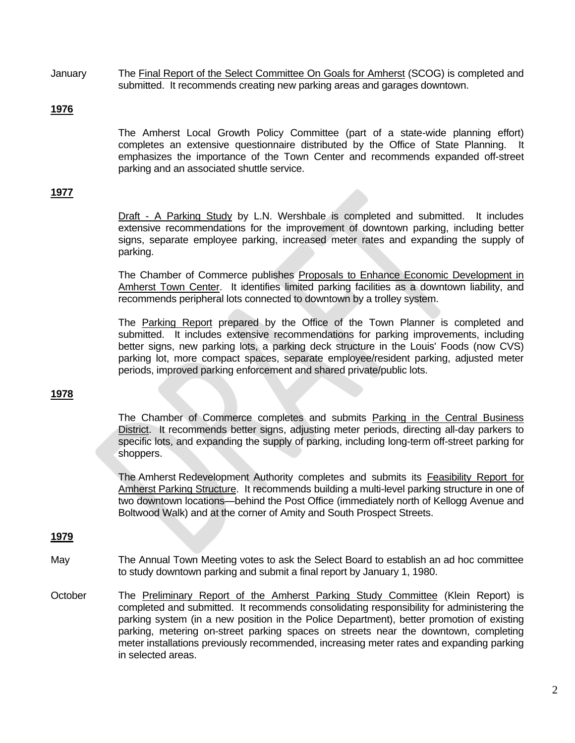January The Final Report of the Select Committee On Goals for Amherst (SCOG) is completed and submitted. It recommends creating new parking areas and garages downtown.

**1976**

The Amherst Local Growth Policy Committee (part of a state-wide planning effort) completes an extensive questionnaire distributed by the Office of State Planning. It emphasizes the importance of the Town Center and recommends expanded off-street parking and an associated shuttle service.

**1977**

Draft - A Parking Study by L.N. Wershbale is completed and submitted. It includes extensive recommendations for the improvement of downtown parking, including better signs, separate employee parking, increased meter rates and expanding the supply of parking.

The Chamber of Commerce publishes Proposals to Enhance Economic Development in Amherst Town Center. It identifies limited parking facilities as a downtown liability, and recommends peripheral lots connected to downtown by a trolley system.

The Parking Report prepared by the Office of the Town Planner is completed and submitted. It includes extensive recommendations for parking improvements, including better signs, new parking lots, a parking deck structure in the Louis' Foods (now CVS) parking lot, more compact spaces, separate employee/resident parking, adjusted meter periods, improved parking enforcement and shared private/public lots.

**1978**

The Chamber of Commerce completes and submits Parking in the Central Business District. It recommends better signs, adjusting meter periods, directing all-day parkers to specific lots, and expanding the supply of parking, including long-term off-street parking for shoppers.

The Amherst Redevelopment Authority completes and submits its Feasibility Report for Amherst Parking Structure. It recommends building a multi-level parking structure in one of two downtown locations—behind the Post Office (immediately north of Kellogg Avenue and Boltwood Walk) and at the corner of Amity and South Prospect Streets.

**1979**

May The Annual Town Meeting votes to ask the Select Board to establish an ad hoc committee to study downtown parking and submit a final report by January 1, 1980.

October The Preliminary Report of the Amherst Parking Study Committee (Klein Report) is completed and submitted. It recommends consolidating responsibility for administering the parking system (in a new position in the Police Department), better promotion of existing parking, metering on-street parking spaces on streets near the downtown, completing meter installations previously recommended, increasing meter rates and expanding parking in selected areas.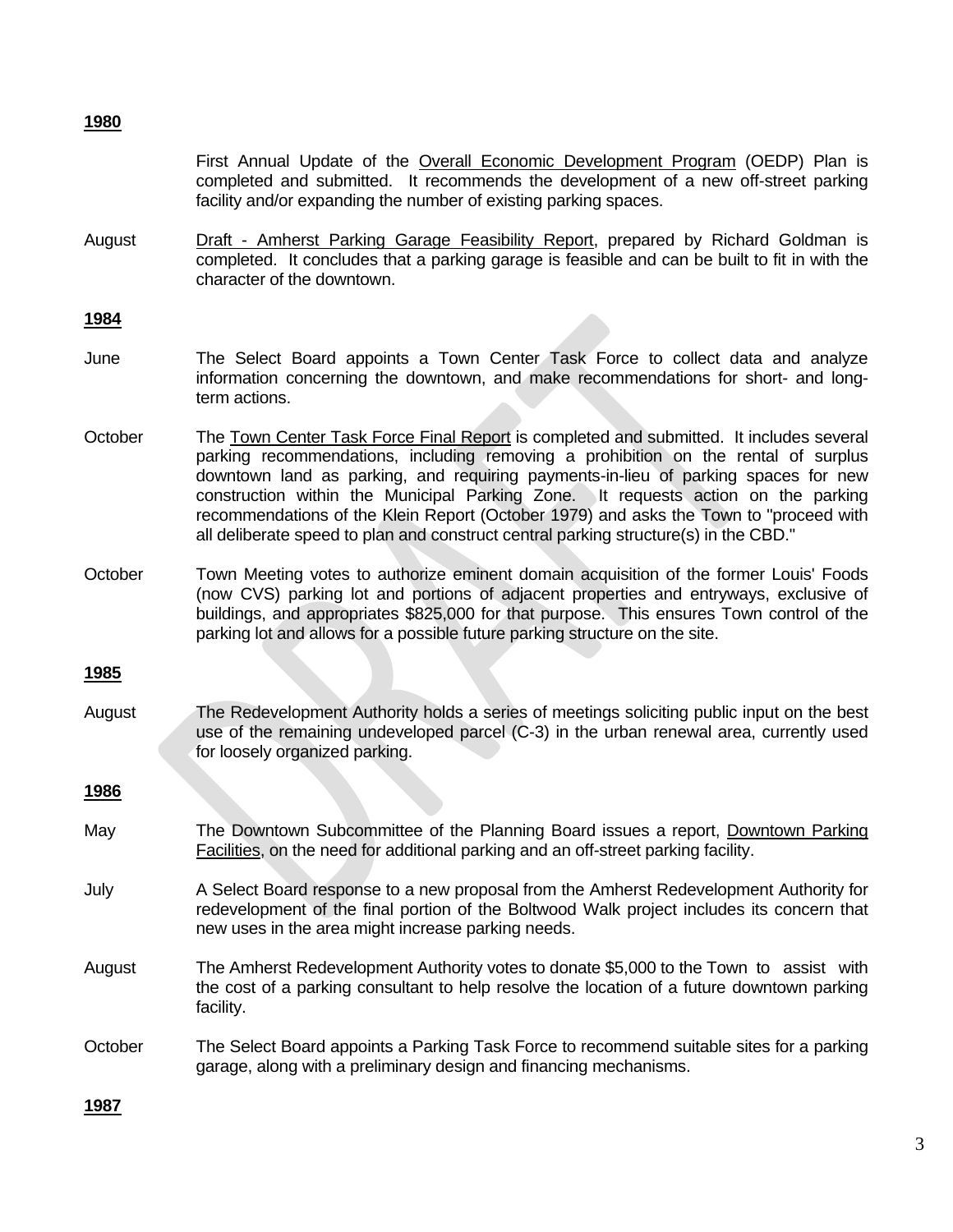**1980**

First Annual Update of the Overall Economic Development Program (OEDP) Plan is completed and submitted. It recommends the development of a new off-street parking facility and/or expanding the number of existing parking spaces.

August — Draft - Amherst Parking Garage Feasibility Report, prepared by Richard Goldman is completed. It concludes that a parking garage is feasible and can be built to fit in with the character of the downtown.

**1984**

June — The Select Board appoints a Town Center Task Force to collect data and analyze information concerning the downtown, and make recommendations for short- and long-term actions.

October — The Town Center Task Force Final Report is completed and submitted. It includes several parking recommendations, including removing a prohibition on the rental of surplus downtown land as parking, and requiring payments-in-lieu of parking spaces for new construction within the Municipal Parking Zone. It requests action on the parking recommendations of the Klein Report (October 1979) and asks the Town to "proceed with all deliberate speed to plan and construct central parking structure(s) in the CBD."

October — Town Meeting votes to authorize eminent domain acquisition of the former Louis' Foods (now CVS) parking lot and portions of adjacent properties and entryways, exclusive of buildings, and appropriates $825,000 for that purpose. This ensures Town control of the parking lot and allows for a possible future parking structure on the site.

**1985**

August — The Redevelopment Authority holds a series of meetings soliciting public input on the best use of the remaining undeveloped parcel (C-3) in the urban renewal area, currently used for loosely organized parking.

**1986**

May — The Downtown Subcommittee of the Planning Board issues a report, Downtown Parking Facilities, on the need for additional parking and an off-street parking facility.

July — A Select Board response to a new proposal from the Amherst Redevelopment Authority for redevelopment of the final portion of the Boltwood Walk project includes its concern that new uses in the area might increase parking needs.

August — The Amherst Redevelopment Authority votes to donate $5,000 to the Town to assist with the cost of a parking consultant to help resolve the location of a future downtown parking facility.

October — The Select Board appoints a Parking Task Force to recommend suitable sites for a parking garage, along with a preliminary design and financing mechanisms.

**1987**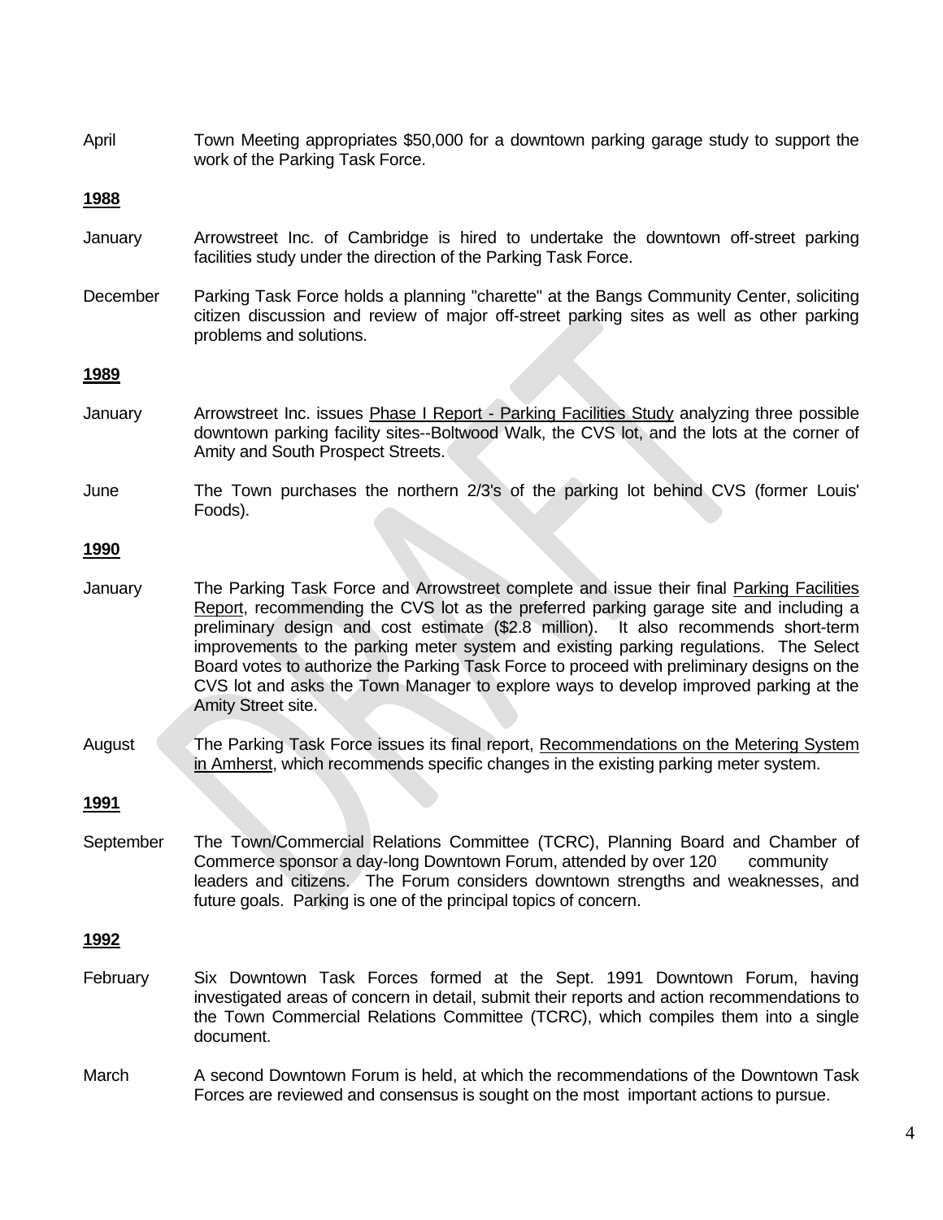April — Town Meeting appropriates $50,000 for a downtown parking garage study to support the work of the Parking Task Force.

**<u>1988</u>**

January — Arrowstreet Inc. of Cambridge is hired to undertake the downtown off-street parking facilities study under the direction of the Parking Task Force.

December — Parking Task Force holds a planning "charette" at the Bangs Community Center, soliciting citizen discussion and review of major off-street parking sites as well as other parking problems and solutions.

**<u>1989</u>**

January — Arrowstreet Inc. issues <u>Phase I Report - Parking Facilities Study</u> analyzing three possible downtown parking facility sites--Boltwood Walk, the CVS lot, and the lots at the corner of Amity and South Prospect Streets.

June — The Town purchases the northern 2/3's of the parking lot behind CVS (former Louis' Foods).

**<u>1990</u>**

January — The Parking Task Force and Arrowstreet complete and issue their final <u>Parking Facilities Report</u>, recommending the CVS lot as the preferred parking garage site and including a preliminary design and cost estimate ($2.8 million). It also recommends short-term improvements to the parking meter system and existing parking regulations. The Select Board votes to authorize the Parking Task Force to proceed with preliminary designs on the CVS lot and asks the Town Manager to explore ways to develop improved parking at the Amity Street site.

August — The Parking Task Force issues its final report, <u>Recommendations on the Metering System in Amherst</u>, which recommends specific changes in the existing parking meter system.

**<u>1991</u>**

September — The Town/Commercial Relations Committee (TCRC), Planning Board and Chamber of Commerce sponsor a day-long Downtown Forum, attended by over 120 community leaders and citizens. The Forum considers downtown strengths and weaknesses, and future goals. Parking is one of the principal topics of concern.

**<u>1992</u>**

February — Six Downtown Task Forces formed at the Sept. 1991 Downtown Forum, having investigated areas of concern in detail, submit their reports and action recommendations to the Town Commercial Relations Committee (TCRC), which compiles them into a single document.

March — A second Downtown Forum is held, at which the recommendations of the Downtown Task Forces are reviewed and consensus is sought on the most important actions to pursue.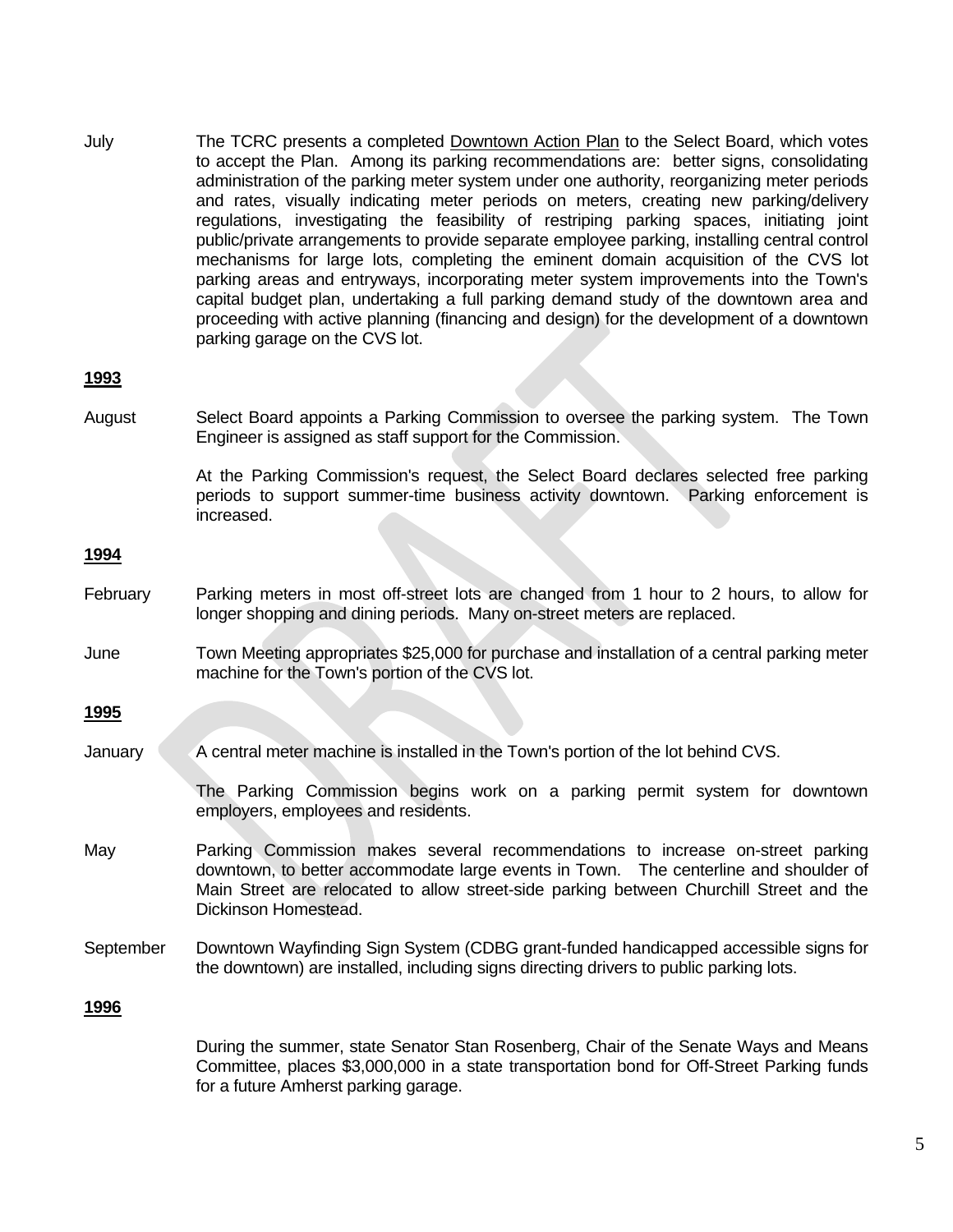July — The TCRC presents a completed Downtown Action Plan to the Select Board, which votes to accept the Plan. Among its parking recommendations are: better signs, consolidating administration of the parking meter system under one authority, reorganizing meter periods and rates, visually indicating meter periods on meters, creating new parking/delivery regulations, investigating the feasibility of restriping parking spaces, initiating joint public/private arrangements to provide separate employee parking, installing central control mechanisms for large lots, completing the eminent domain acquisition of the CVS lot parking areas and entryways, incorporating meter system improvements into the Town's capital budget plan, undertaking a full parking demand study of the downtown area and proceeding with active planning (financing and design) for the development of a downtown parking garage on the CVS lot.

**1993**

August — Select Board appoints a Parking Commission to oversee the parking system. The Town Engineer is assigned as staff support for the Commission.

At the Parking Commission's request, the Select Board declares selected free parking periods to support summer-time business activity downtown. Parking enforcement is increased.

**1994**

February — Parking meters in most off-street lots are changed from 1 hour to 2 hours, to allow for longer shopping and dining periods. Many on-street meters are replaced.

June — Town Meeting appropriates $25,000 for purchase and installation of a central parking meter machine for the Town's portion of the CVS lot.

**1995**

January — A central meter machine is installed in the Town's portion of the lot behind CVS.

The Parking Commission begins work on a parking permit system for downtown employers, employees and residents.

May — Parking Commission makes several recommendations to increase on-street parking downtown, to better accommodate large events in Town. The centerline and shoulder of Main Street are relocated to allow street-side parking between Churchill Street and the Dickinson Homestead.

September — Downtown Wayfinding Sign System (CDBG grant-funded handicapped accessible signs for the downtown) are installed, including signs directing drivers to public parking lots.

**1996**

During the summer, state Senator Stan Rosenberg, Chair of the Senate Ways and Means Committee, places $3,000,000 in a state transportation bond for Off-Street Parking funds for a future Amherst parking garage.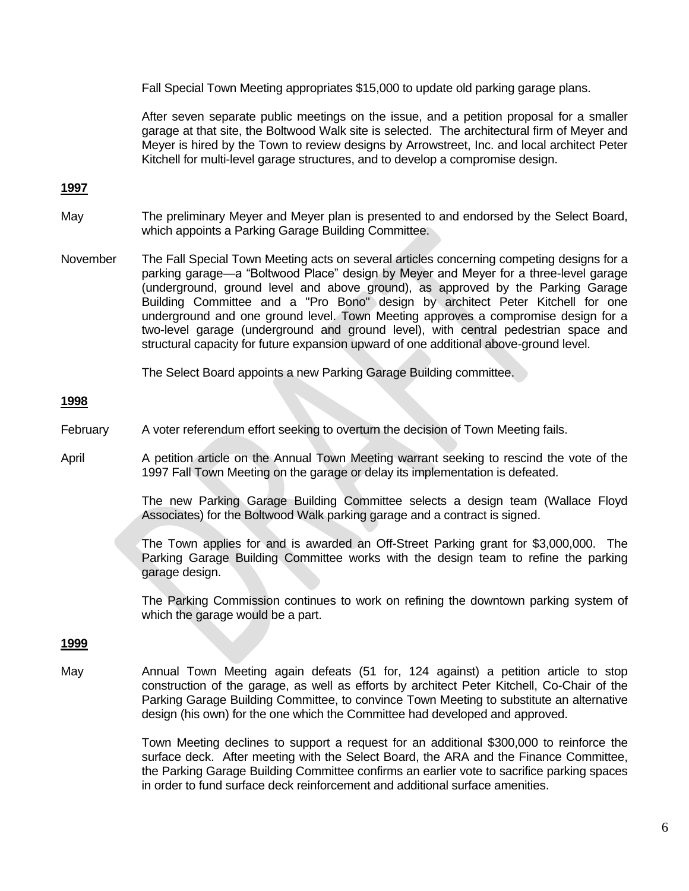Fall Special Town Meeting appropriates $15,000 to update old parking garage plans.

After seven separate public meetings on the issue, and a petition proposal for a smaller garage at that site, the Boltwood Walk site is selected. The architectural firm of Meyer and Meyer is hired by the Town to review designs by Arrowstreet, Inc. and local architect Peter Kitchell for multi-level garage structures, and to develop a compromise design.

**1997**

May — The preliminary Meyer and Meyer plan is presented to and endorsed by the Select Board, which appoints a Parking Garage Building Committee.

November — The Fall Special Town Meeting acts on several articles concerning competing designs for a parking garage—a "Boltwood Place" design by Meyer and Meyer for a three-level garage (underground, ground level and above ground), as approved by the Parking Garage Building Committee and a "Pro Bono" design by architect Peter Kitchell for one underground and one ground level. Town Meeting approves a compromise design for a two-level garage (underground and ground level), with central pedestrian space and structural capacity for future expansion upward of one additional above-ground level.

The Select Board appoints a new Parking Garage Building committee.

**1998**

February — A voter referendum effort seeking to overturn the decision of Town Meeting fails.

April — A petition article on the Annual Town Meeting warrant seeking to rescind the vote of the 1997 Fall Town Meeting on the garage or delay its implementation is defeated.

The new Parking Garage Building Committee selects a design team (Wallace Floyd Associates) for the Boltwood Walk parking garage and a contract is signed.

The Town applies for and is awarded an Off-Street Parking grant for $3,000,000. The Parking Garage Building Committee works with the design team to refine the parking garage design.

The Parking Commission continues to work on refining the downtown parking system of which the garage would be a part.

**1999**

May — Annual Town Meeting again defeats (51 for, 124 against) a petition article to stop construction of the garage, as well as efforts by architect Peter Kitchell, Co-Chair of the Parking Garage Building Committee, to convince Town Meeting to substitute an alternative design (his own) for the one which the Committee had developed and approved.

Town Meeting declines to support a request for an additional $300,000 to reinforce the surface deck. After meeting with the Select Board, the ARA and the Finance Committee, the Parking Garage Building Committee confirms an earlier vote to sacrifice parking spaces in order to fund surface deck reinforcement and additional surface amenities.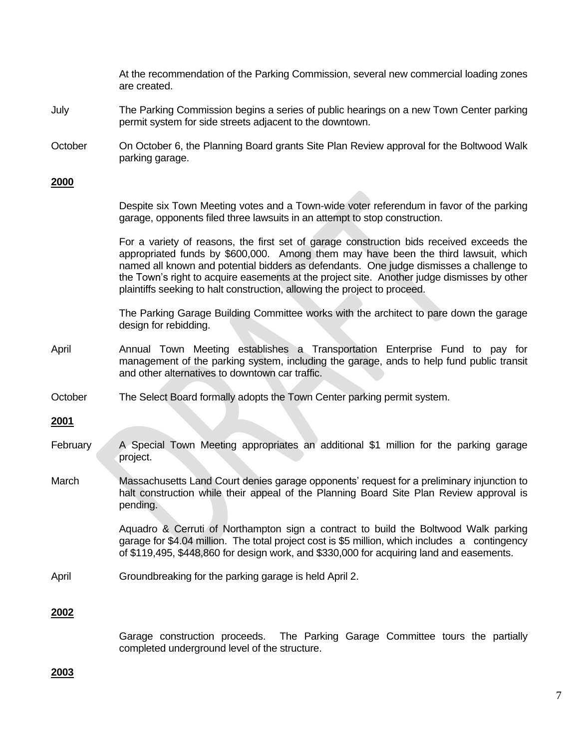At the recommendation of the Parking Commission, several new commercial loading zones are created.

July The Parking Commission begins a series of public hearings on a new Town Center parking permit system for side streets adjacent to the downtown.

October On October 6, the Planning Board grants Site Plan Review approval for the Boltwood Walk parking garage.

**2000**

Despite six Town Meeting votes and a Town-wide voter referendum in favor of the parking garage, opponents filed three lawsuits in an attempt to stop construction.

For a variety of reasons, the first set of garage construction bids received exceeds the appropriated funds by $600,000. Among them may have been the third lawsuit, which named all known and potential bidders as defendants. One judge dismisses a challenge to the Town's right to acquire easements at the project site. Another judge dismisses by other plaintiffs seeking to halt construction, allowing the project to proceed.

The Parking Garage Building Committee works with the architect to pare down the garage design for rebidding.

April Annual Town Meeting establishes a Transportation Enterprise Fund to pay for management of the parking system, including the garage, ands to help fund public transit and other alternatives to downtown car traffic.

October The Select Board formally adopts the Town Center parking permit system.

**2001**

February A Special Town Meeting appropriates an additional $1 million for the parking garage project.

March Massachusetts Land Court denies garage opponents' request for a preliminary injunction to halt construction while their appeal of the Planning Board Site Plan Review approval is pending.

Aquadro & Cerruti of Northampton sign a contract to build the Boltwood Walk parking garage for $4.04 million. The total project cost is $5 million, which includes a contingency of $119,495, $448,860 for design work, and $330,000 for acquiring land and easements.

April Groundbreaking for the parking garage is held April 2.

**2002**

Garage construction proceeds. The Parking Garage Committee tours the partially completed underground level of the structure.

**2003**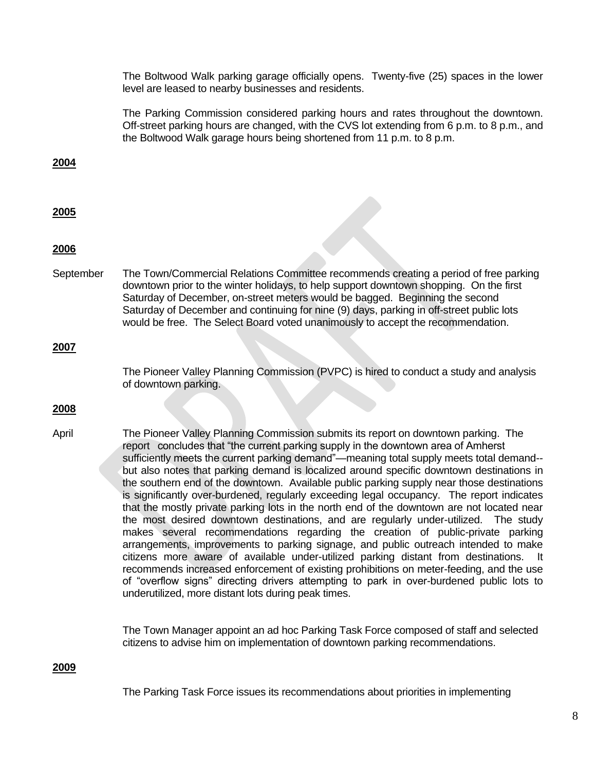The Boltwood Walk parking garage officially opens. Twenty-five (25) spaces in the lower level are leased to nearby businesses and residents.

The Parking Commission considered parking hours and rates throughout the downtown. Off-street parking hours are changed, with the CVS lot extending from 6 p.m. to 8 p.m., and the Boltwood Walk garage hours being shortened from 11 p.m. to 8 p.m.

**2004**

**2005**

**2006**

September The Town/Commercial Relations Committee recommends creating a period of free parking downtown prior to the winter holidays, to help support downtown shopping. On the first Saturday of December, on-street meters would be bagged. Beginning the second Saturday of December and continuing for nine (9) days, parking in off-street public lots would be free. The Select Board voted unanimously to accept the recommendation.

**2007**

The Pioneer Valley Planning Commission (PVPC) is hired to conduct a study and analysis of downtown parking.

**2008**

April The Pioneer Valley Planning Commission submits its report on downtown parking. The report concludes that "the current parking supply in the downtown area of Amherst sufficiently meets the current parking demand"—meaning total supply meets total demand--but also notes that parking demand is localized around specific downtown destinations in the southern end of the downtown. Available public parking supply near those destinations is significantly over-burdened, regularly exceeding legal occupancy. The report indicates that the mostly private parking lots in the north end of the downtown are not located near the most desired downtown destinations, and are regularly under-utilized. The study makes several recommendations regarding the creation of public-private parking arrangements, improvements to parking signage, and public outreach intended to make citizens more aware of available under-utilized parking distant from destinations. It recommends increased enforcement of existing prohibitions on meter-feeding, and the use of "overflow signs" directing drivers attempting to park in over-burdened public lots to underutilized, more distant lots during peak times.

The Town Manager appoint an ad hoc Parking Task Force composed of staff and selected citizens to advise him on implementation of downtown parking recommendations.

**2009**

The Parking Task Force issues its recommendations about priorities in implementing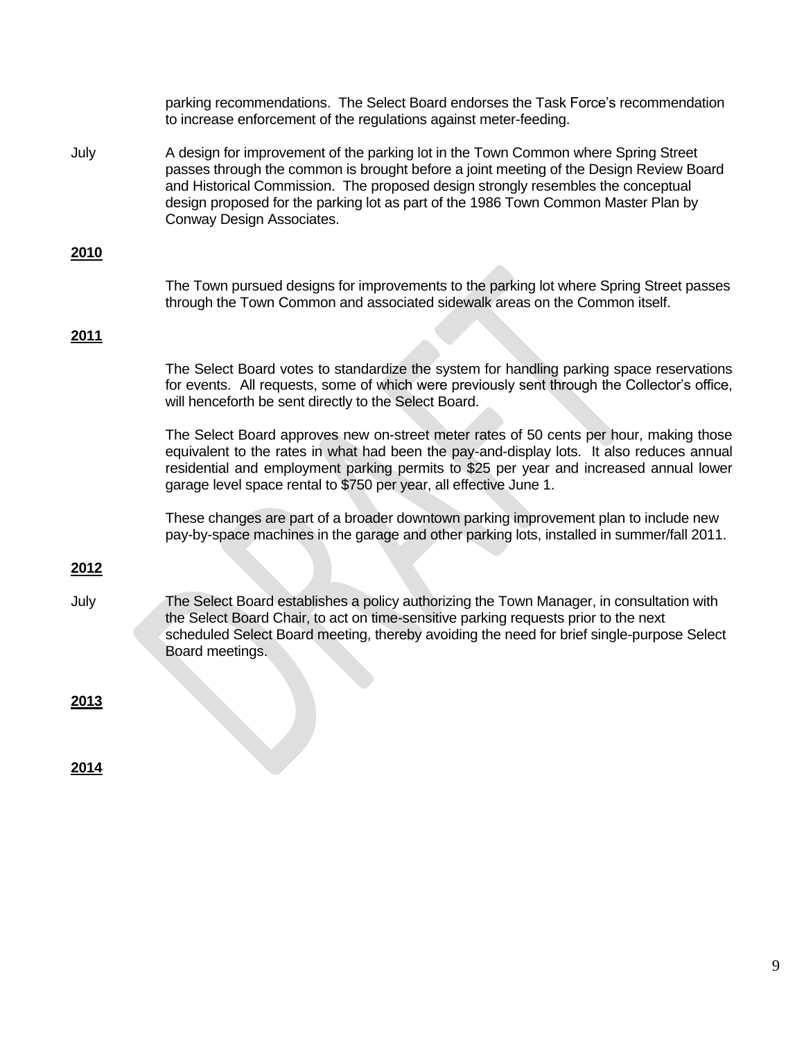parking recommendations. The Select Board endorses the Task Force's recommendation to increase enforcement of the regulations against meter-feeding.

July — A design for improvement of the parking lot in the Town Common where Spring Street passes through the common is brought before a joint meeting of the Design Review Board and Historical Commission. The proposed design strongly resembles the conceptual design proposed for the parking lot as part of the 1986 Town Common Master Plan by Conway Design Associates.

**2010**

The Town pursued designs for improvements to the parking lot where Spring Street passes through the Town Common and associated sidewalk areas on the Common itself.

**2011**

The Select Board votes to standardize the system for handling parking space reservations for events. All requests, some of which were previously sent through the Collector's office, will henceforth be sent directly to the Select Board.

The Select Board approves new on-street meter rates of 50 cents per hour, making those equivalent to the rates in what had been the pay-and-display lots. It also reduces annual residential and employment parking permits to $25 per year and increased annual lower garage level space rental to $750 per year, all effective June 1.

These changes are part of a broader downtown parking improvement plan to include new pay-by-space machines in the garage and other parking lots, installed in summer/fall 2011.

**2012**

July — The Select Board establishes a policy authorizing the Town Manager, in consultation with the Select Board Chair, to act on time-sensitive parking requests prior to the next scheduled Select Board meeting, thereby avoiding the need for brief single-purpose Select Board meetings.

**2013**

**2014**